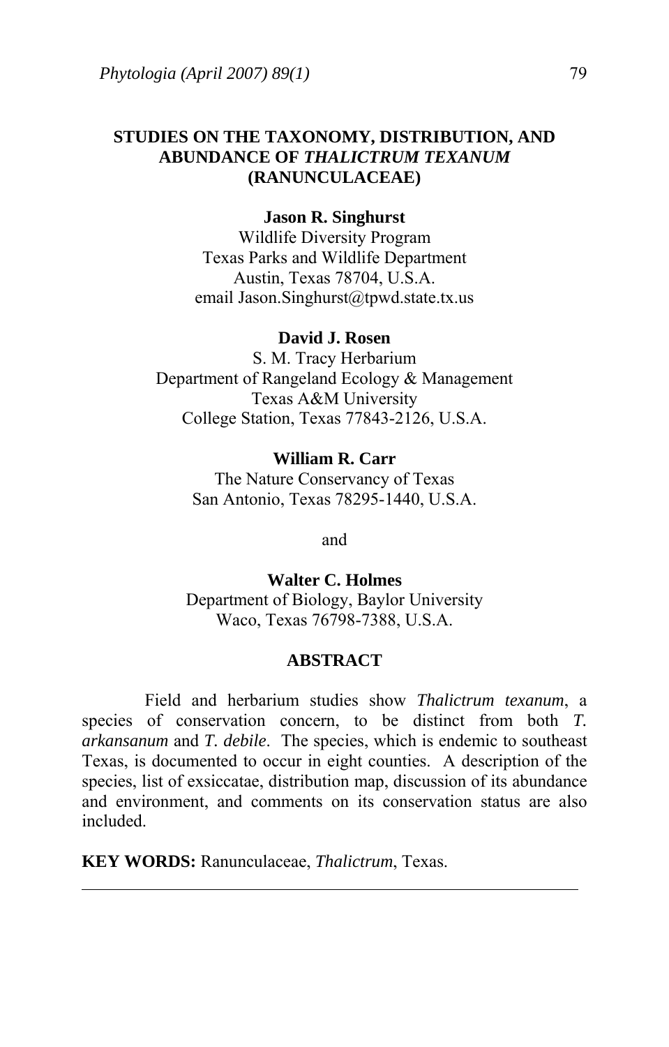# STUDIES ON THE TAXONOMY, DISTRIBUTION, AND ABUNDANCE OF *THALICTRUM TEXANUM* (RANUNCULACEAE)

**Jason R. Singhurst**
Wildlife Diversity Program
Texas Parks and Wildlife Department
Austin, Texas 78704, U.S.A.
email Jason.Singhurst@tpwd.state.tx.us

**David J. Rosen**
S. M. Tracy Herbarium
Department of Rangeland Ecology & Management
Texas A&M University
College Station, Texas 77843-2126, U.S.A.

**William R. Carr**
The Nature Conservancy of Texas
San Antonio, Texas 78295-1440, U.S.A.

and

**Walter C. Holmes**
Department of Biology, Baylor University
Waco, Texas 76798-7388, U.S.A.

## ABSTRACT

Field and herbarium studies show *Thalictrum texanum*, a species of conservation concern, to be distinct from both *T. arkansanum* and *T. debile*. The species, which is endemic to southeast Texas, is documented to occur in eight counties. A description of the species, list of exsiccatae, distribution map, discussion of its abundance and environment, and comments on its conservation status are also included.

**KEY WORDS:** Ranunculaceae, *Thalictrum*, Texas.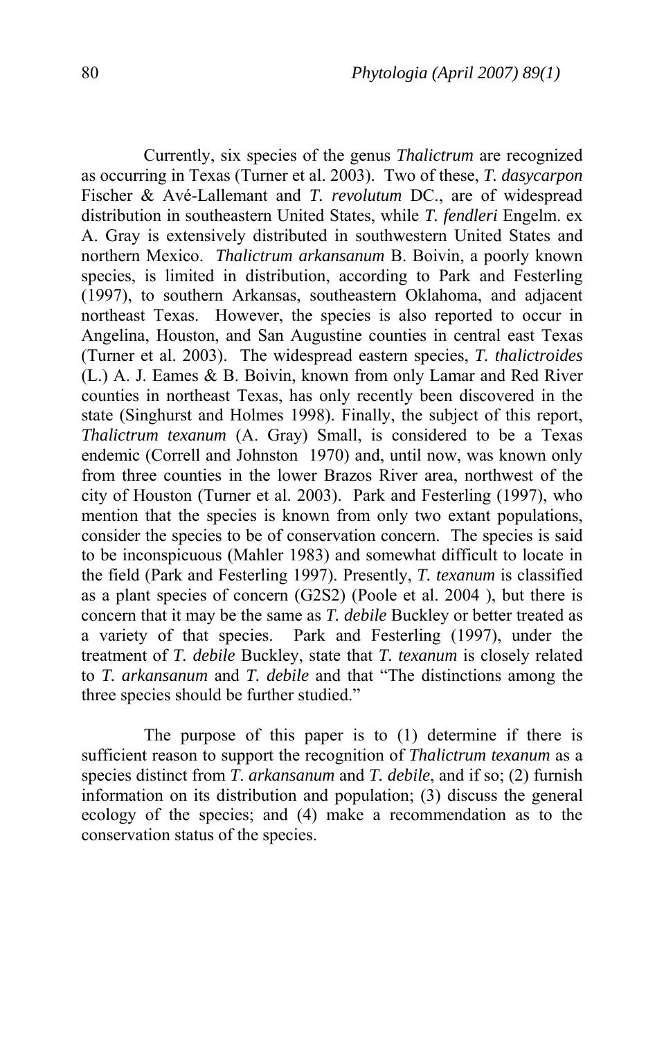Currently, six species of the genus *Thalictrum* are recognized as occurring in Texas (Turner et al. 2003). Two of these, *T. dasycarpon* Fischer & Avé-Lallemant and *T. revolutum* DC., are of widespread distribution in southeastern United States, while *T. fendleri* Engelm. ex A. Gray is extensively distributed in southwestern United States and northern Mexico. *Thalictrum arkansanum* B. Boivin, a poorly known species, is limited in distribution, according to Park and Festerling (1997), to southern Arkansas, southeastern Oklahoma, and adjacent northeast Texas. However, the species is also reported to occur in Angelina, Houston, and San Augustine counties in central east Texas (Turner et al. 2003). The widespread eastern species, *T. thalictroides* (L.) A. J. Eames & B. Boivin, known from only Lamar and Red River counties in northeast Texas, has only recently been discovered in the state (Singhurst and Holmes 1998). Finally, the subject of this report, *Thalictrum texanum* (A. Gray) Small, is considered to be a Texas endemic (Correll and Johnston 1970) and, until now, was known only from three counties in the lower Brazos River area, northwest of the city of Houston (Turner et al. 2003). Park and Festerling (1997), who mention that the species is known from only two extant populations, consider the species to be of conservation concern. The species is said to be inconspicuous (Mahler 1983) and somewhat difficult to locate in the field (Park and Festerling 1997). Presently, *T. texanum* is classified as a plant species of concern (G2S2) (Poole et al. 2004 ), but there is concern that it may be the same as *T. debile* Buckley or better treated as a variety of that species. Park and Festerling (1997), under the treatment of *T. debile* Buckley, state that *T. texanum* is closely related to *T. arkansanum* and *T. debile* and that "The distinctions among the three species should be further studied."

The purpose of this paper is to (1) determine if there is sufficient reason to support the recognition of *Thalictrum texanum* as a species distinct from *T. arkansanum* and *T. debile*, and if so; (2) furnish information on its distribution and population; (3) discuss the general ecology of the species; and (4) make a recommendation as to the conservation status of the species.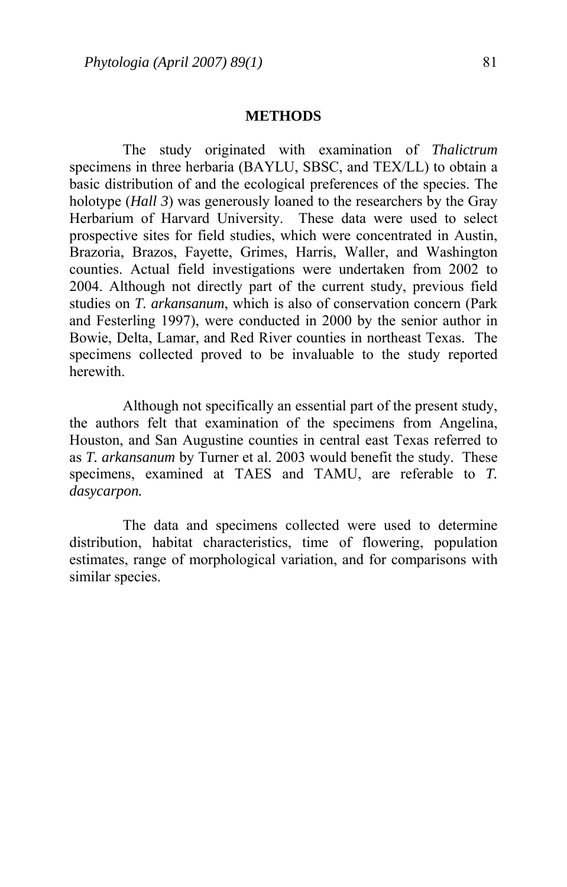## METHODS

The study originated with examination of *Thalictrum* specimens in three herbaria (BAYLU, SBSC, and TEX/LL) to obtain a basic distribution of and the ecological preferences of the species. The holotype (*Hall 3*) was generously loaned to the researchers by the Gray Herbarium of Harvard University. These data were used to select prospective sites for field studies, which were concentrated in Austin, Brazoria, Brazos, Fayette, Grimes, Harris, Waller, and Washington counties. Actual field investigations were undertaken from 2002 to 2004. Although not directly part of the current study, previous field studies on *T. arkansanum*, which is also of conservation concern (Park and Festerling 1997), were conducted in 2000 by the senior author in Bowie, Delta, Lamar, and Red River counties in northeast Texas. The specimens collected proved to be invaluable to the study reported herewith.

Although not specifically an essential part of the present study, the authors felt that examination of the specimens from Angelina, Houston, and San Augustine counties in central east Texas referred to as *T. arkansanum* by Turner et al. 2003 would benefit the study. These specimens, examined at TAES and TAMU, are referable to *T. dasycarpon.*

The data and specimens collected were used to determine distribution, habitat characteristics, time of flowering, population estimates, range of morphological variation, and for comparisons with similar species.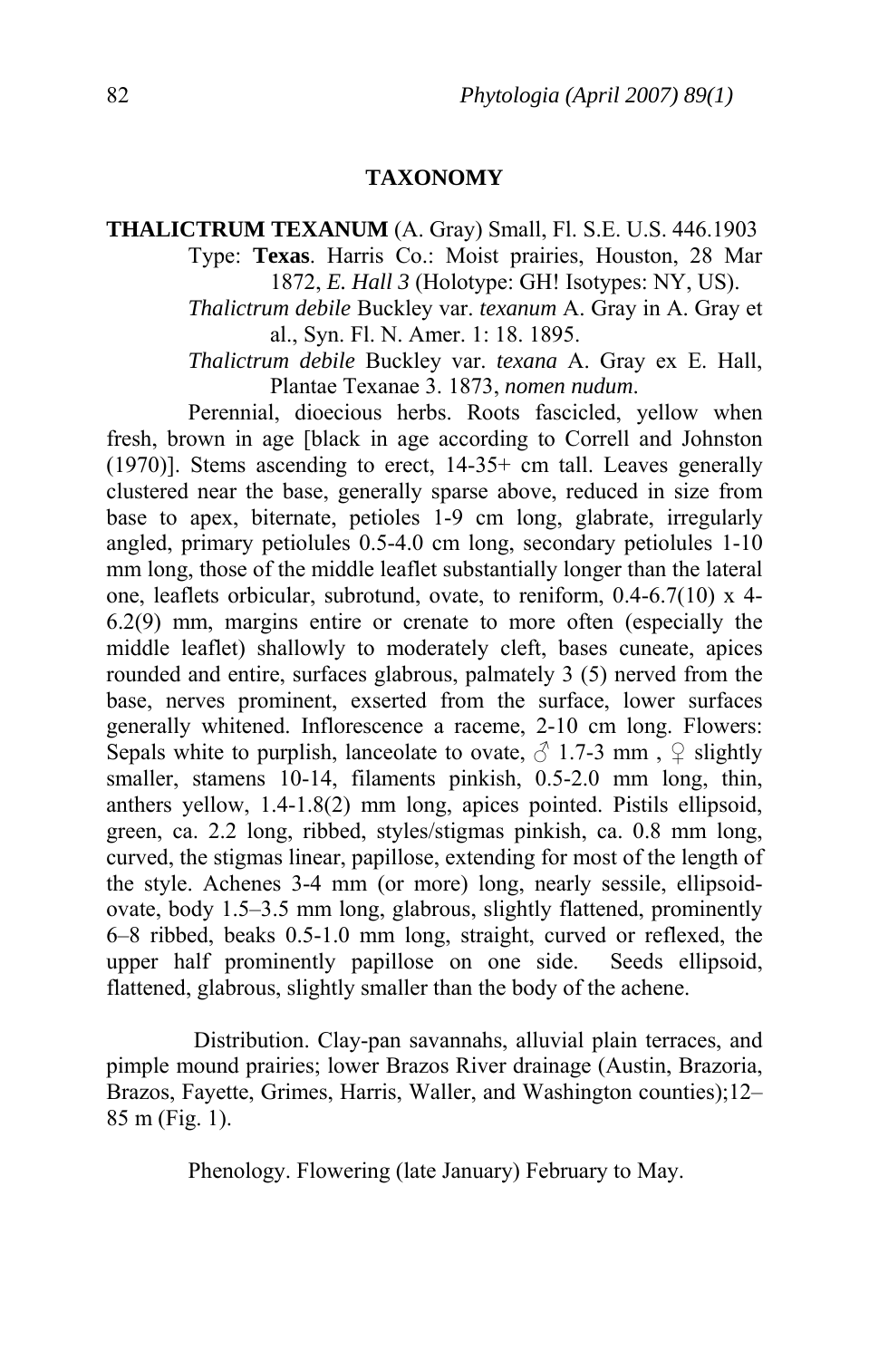## TAXONOMY

**THALICTRUM TEXANUM** (A. Gray) Small, Fl. S.E. U.S. 446.1903

Type: **Texas**. Harris Co.: Moist prairies, Houston, 28 Mar 1872, *E. Hall 3* (Holotype: GH! Isotypes: NY, US).

*Thalictrum debile* Buckley var. *texanum* A. Gray in A. Gray et al., Syn. Fl. N. Amer. 1: 18. 1895.

*Thalictrum debile* Buckley var. *texana* A. Gray ex E. Hall, Plantae Texanae 3. 1873, *nomen nudum*.

Perennial, dioecious herbs. Roots fascicled, yellow when fresh, brown in age [black in age according to Correll and Johnston (1970)]. Stems ascending to erect, 14-35+ cm tall. Leaves generally clustered near the base, generally sparse above, reduced in size from base to apex, biternate, petioles 1-9 cm long, glabrate, irregularly angled, primary petiolules 0.5-4.0 cm long, secondary petiolules 1-10 mm long, those of the middle leaflet substantially longer than the lateral one, leaflets orbicular, subrotund, ovate, to reniform, 0.4-6.7(10) x 4-6.2(9) mm, margins entire or crenate to more often (especially the middle leaflet) shallowly to moderately cleft, bases cuneate, apices rounded and entire, surfaces glabrous, palmately 3 (5) nerved from the base, nerves prominent, exserted from the surface, lower surfaces generally whitened. Inflorescence a raceme, 2-10 cm long. Flowers: Sepals white to purplish, lanceolate to ovate, ♂ 1.7-3 mm , ♀ slightly smaller, stamens 10-14, filaments pinkish, 0.5-2.0 mm long, thin, anthers yellow, 1.4-1.8(2) mm long, apices pointed. Pistils ellipsoid, green, ca. 2.2 long, ribbed, styles/stigmas pinkish, ca. 0.8 mm long, curved, the stigmas linear, papillose, extending for most of the length of the style. Achenes 3-4 mm (or more) long, nearly sessile, ellipsoid-ovate, body 1.5–3.5 mm long, glabrous, slightly flattened, prominently 6–8 ribbed, beaks 0.5-1.0 mm long, straight, curved or reflexed, the upper half prominently papillose on one side. Seeds ellipsoid, flattened, glabrous, slightly smaller than the body of the achene.

Distribution. Clay-pan savannahs, alluvial plain terraces, and pimple mound prairies; lower Brazos River drainage (Austin, Brazoria, Brazos, Fayette, Grimes, Harris, Waller, and Washington counties);12–85 m (Fig. 1).

Phenology. Flowering (late January) February to May.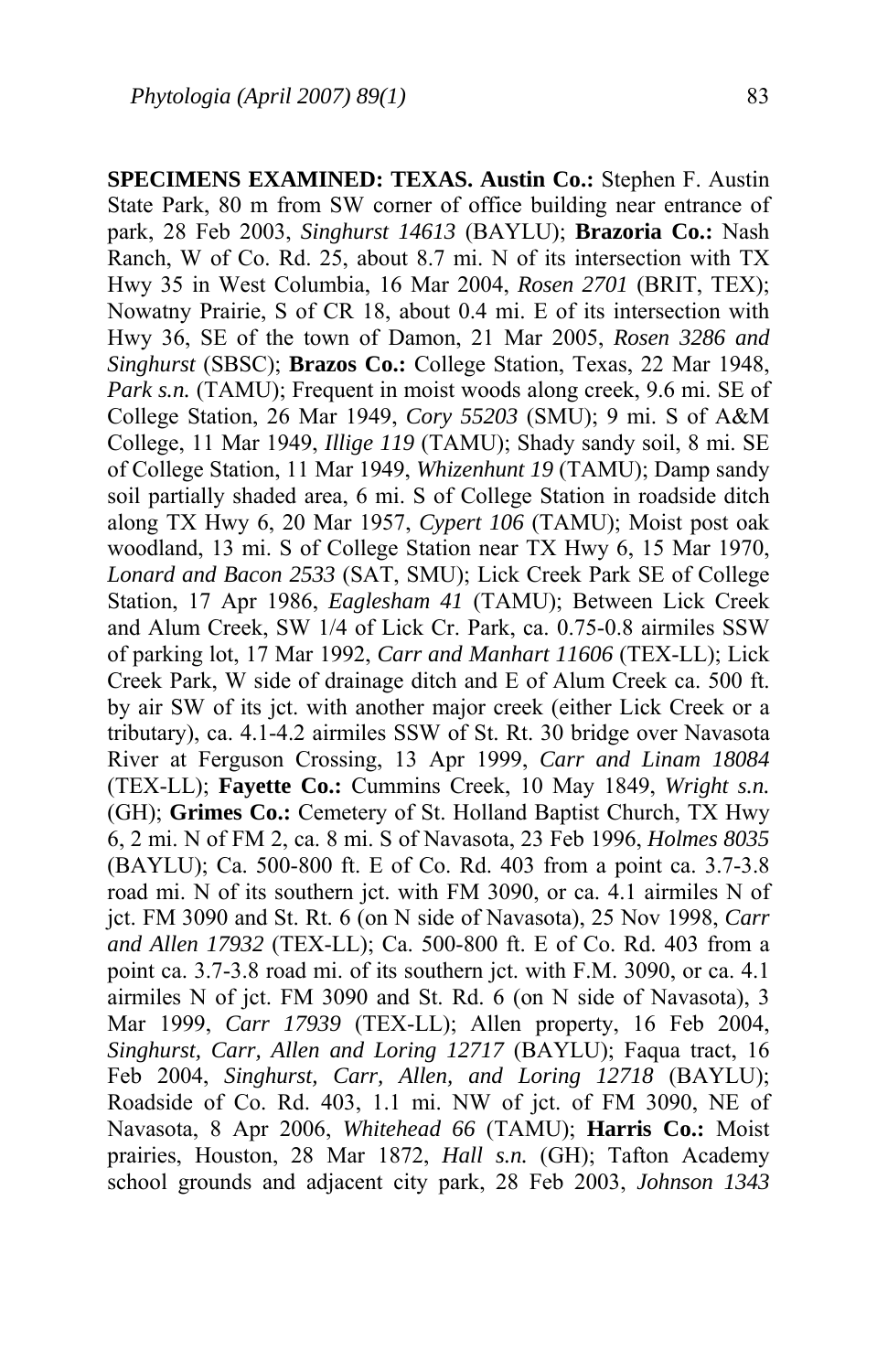**SPECIMENS EXAMINED: TEXAS. Austin Co.:** Stephen F. Austin State Park, 80 m from SW corner of office building near entrance of park, 28 Feb 2003, *Singhurst 14613* (BAYLU); **Brazoria Co.:** Nash Ranch, W of Co. Rd. 25, about 8.7 mi. N of its intersection with TX Hwy 35 in West Columbia, 16 Mar 2004, *Rosen 2701* (BRIT, TEX); Nowatny Prairie, S of CR 18, about 0.4 mi. E of its intersection with Hwy 36, SE of the town of Damon, 21 Mar 2005, *Rosen 3286 and Singhurst* (SBSC); **Brazos Co.:** College Station, Texas, 22 Mar 1948, *Park s.n.* (TAMU); Frequent in moist woods along creek, 9.6 mi. SE of College Station, 26 Mar 1949, *Cory 55203* (SMU); 9 mi. S of A&M College, 11 Mar 1949, *Illige 119* (TAMU); Shady sandy soil, 8 mi. SE of College Station, 11 Mar 1949, *Whizenhunt 19* (TAMU); Damp sandy soil partially shaded area, 6 mi. S of College Station in roadside ditch along TX Hwy 6, 20 Mar 1957, *Cypert 106* (TAMU); Moist post oak woodland, 13 mi. S of College Station near TX Hwy 6, 15 Mar 1970, *Lonard and Bacon 2533* (SAT, SMU); Lick Creek Park SE of College Station, 17 Apr 1986, *Eaglesham 41* (TAMU); Between Lick Creek and Alum Creek, SW 1/4 of Lick Cr. Park, ca. 0.75-0.8 airmiles SSW of parking lot, 17 Mar 1992, *Carr and Manhart 11606* (TEX-LL); Lick Creek Park, W side of drainage ditch and E of Alum Creek ca. 500 ft. by air SW of its jct. with another major creek (either Lick Creek or a tributary), ca. 4.1-4.2 airmiles SSW of St. Rt. 30 bridge over Navasota River at Ferguson Crossing, 13 Apr 1999, *Carr and Linam 18084* (TEX-LL); **Fayette Co.:** Cummins Creek, 10 May 1849, *Wright s.n.* (GH); **Grimes Co.:** Cemetery of St. Holland Baptist Church, TX Hwy 6, 2 mi. N of FM 2, ca. 8 mi. S of Navasota, 23 Feb 1996, *Holmes 8035* (BAYLU); Ca. 500-800 ft. E of Co. Rd. 403 from a point ca. 3.7-3.8 road mi. N of its southern jct. with FM 3090, or ca. 4.1 airmiles N of jct. FM 3090 and St. Rt. 6 (on N side of Navasota), 25 Nov 1998, *Carr and Allen 17932* (TEX-LL); Ca. 500-800 ft. E of Co. Rd. 403 from a point ca. 3.7-3.8 road mi. of its southern jct. with F.M. 3090, or ca. 4.1 airmiles N of jct. FM 3090 and St. Rd. 6 (on N side of Navasota), 3 Mar 1999, *Carr 17939* (TEX-LL); Allen property, 16 Feb 2004, *Singhurst, Carr, Allen and Loring 12717* (BAYLU); Faqua tract, 16 Feb 2004, *Singhurst, Carr, Allen, and Loring 12718* (BAYLU); Roadside of Co. Rd. 403, 1.1 mi. NW of jct. of FM 3090, NE of Navasota, 8 Apr 2006, *Whitehead 66* (TAMU); **Harris Co.:** Moist prairies, Houston, 28 Mar 1872, *Hall s.n.* (GH); Tafton Academy school grounds and adjacent city park, 28 Feb 2003, *Johnson 1343*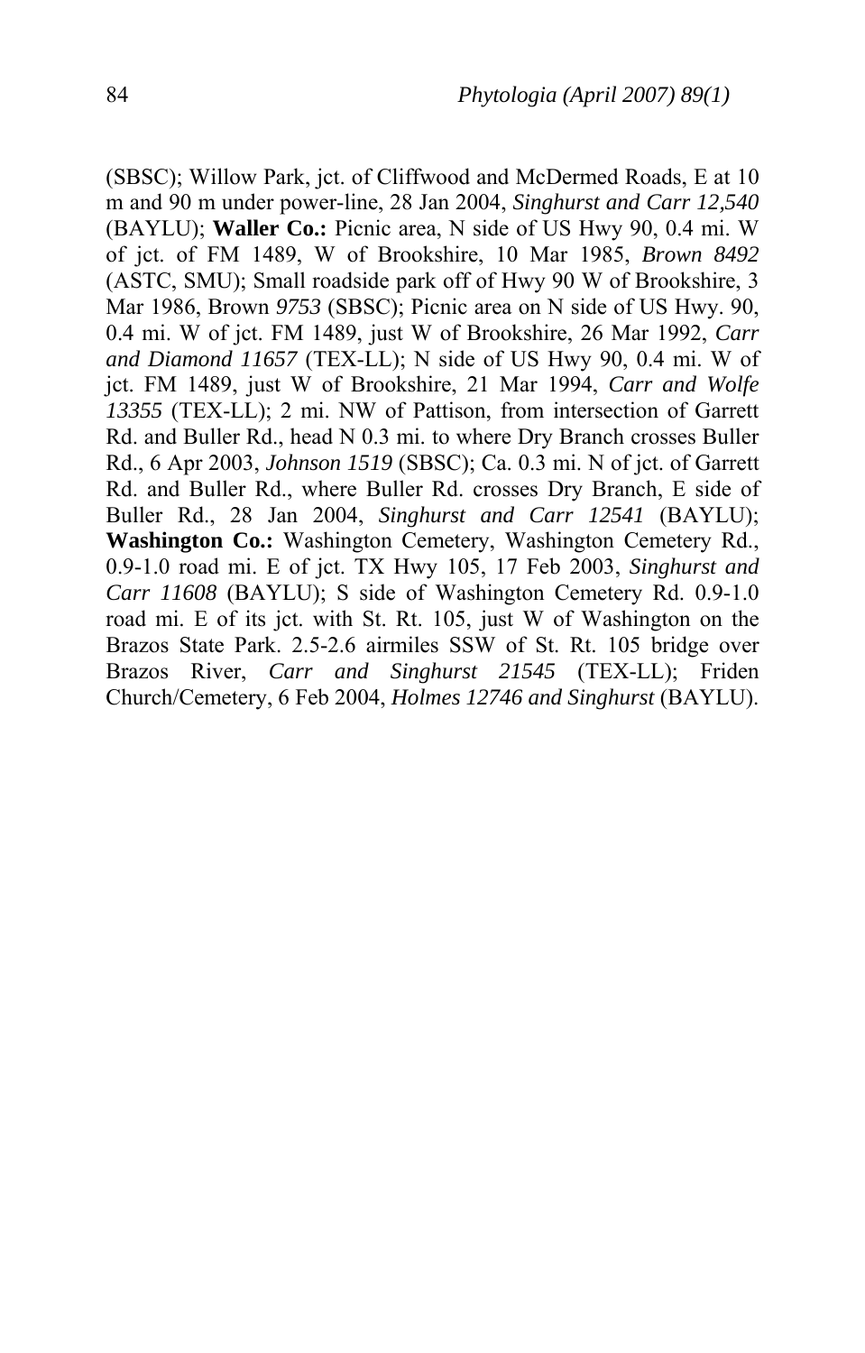(SBSC); Willow Park, jct. of Cliffwood and McDermed Roads, E at 10 m and 90 m under power-line, 28 Jan 2004, *Singhurst and Carr 12,540* (BAYLU); **Waller Co.:** Picnic area, N side of US Hwy 90, 0.4 mi. W of jct. of FM 1489, W of Brookshire, 10 Mar 1985, *Brown 8492* (ASTC, SMU); Small roadside park off of Hwy 90 W of Brookshire, 3 Mar 1986, Brown *9753* (SBSC); Picnic area on N side of US Hwy. 90, 0.4 mi. W of jct. FM 1489, just W of Brookshire, 26 Mar 1992, *Carr and Diamond 11657* (TEX-LL); N side of US Hwy 90, 0.4 mi. W of jct. FM 1489, just W of Brookshire, 21 Mar 1994, *Carr and Wolfe 13355* (TEX-LL); 2 mi. NW of Pattison, from intersection of Garrett Rd. and Buller Rd., head N 0.3 mi. to where Dry Branch crosses Buller Rd., 6 Apr 2003, *Johnson 1519* (SBSC); Ca. 0.3 mi. N of jct. of Garrett Rd. and Buller Rd., where Buller Rd. crosses Dry Branch, E side of Buller Rd., 28 Jan 2004, *Singhurst and Carr 12541* (BAYLU); **Washington Co.:** Washington Cemetery, Washington Cemetery Rd., 0.9-1.0 road mi. E of jct. TX Hwy 105, 17 Feb 2003, *Singhurst and Carr 11608* (BAYLU); S side of Washington Cemetery Rd. 0.9-1.0 road mi. E of its jct. with St. Rt. 105, just W of Washington on the Brazos State Park. 2.5-2.6 airmiles SSW of St. Rt. 105 bridge over Brazos River, *Carr and Singhurst 21545* (TEX-LL); Friden Church/Cemetery, 6 Feb 2004, *Holmes 12746 and Singhurst* (BAYLU).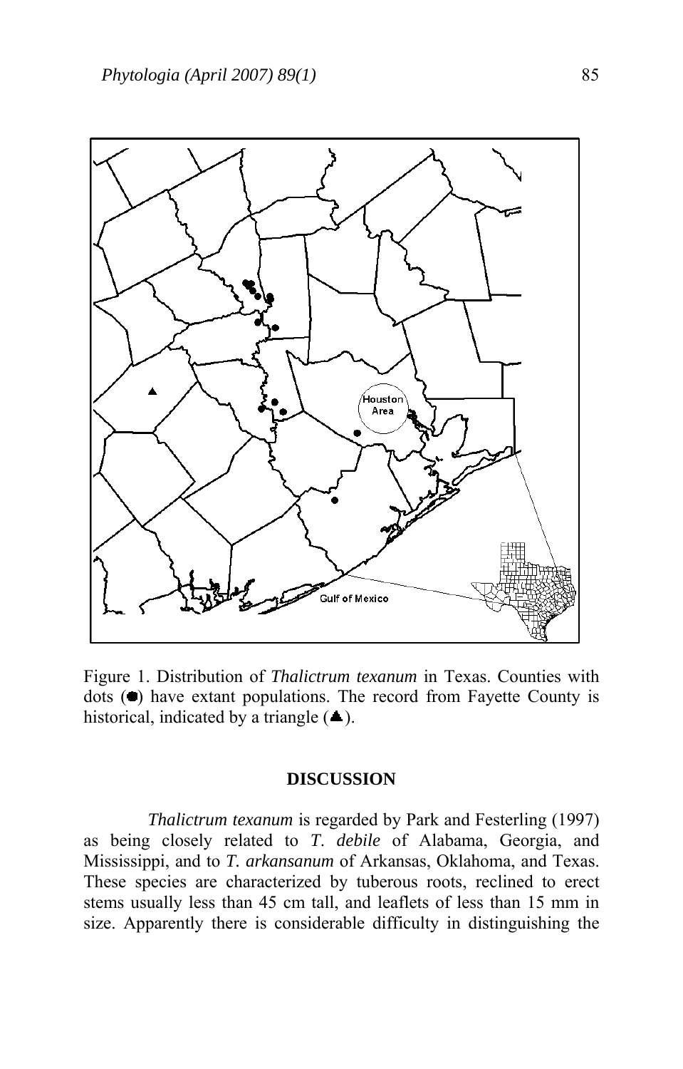Figure 1. Distribution of *Thalictrum texanum* in Texas. Counties with dots (●) have extant populations. The record from Fayette County is historical, indicated by a triangle (▲).

## DISCUSSION

*Thalictrum texanum* is regarded by Park and Festerling (1997) as being closely related to *T. debile* of Alabama, Georgia, and Mississippi, and to *T. arkansanum* of Arkansas, Oklahoma, and Texas. These species are characterized by tuberous roots, reclined to erect stems usually less than 45 cm tall, and leaflets of less than 15 mm in size. Apparently there is considerable difficulty in distinguishing the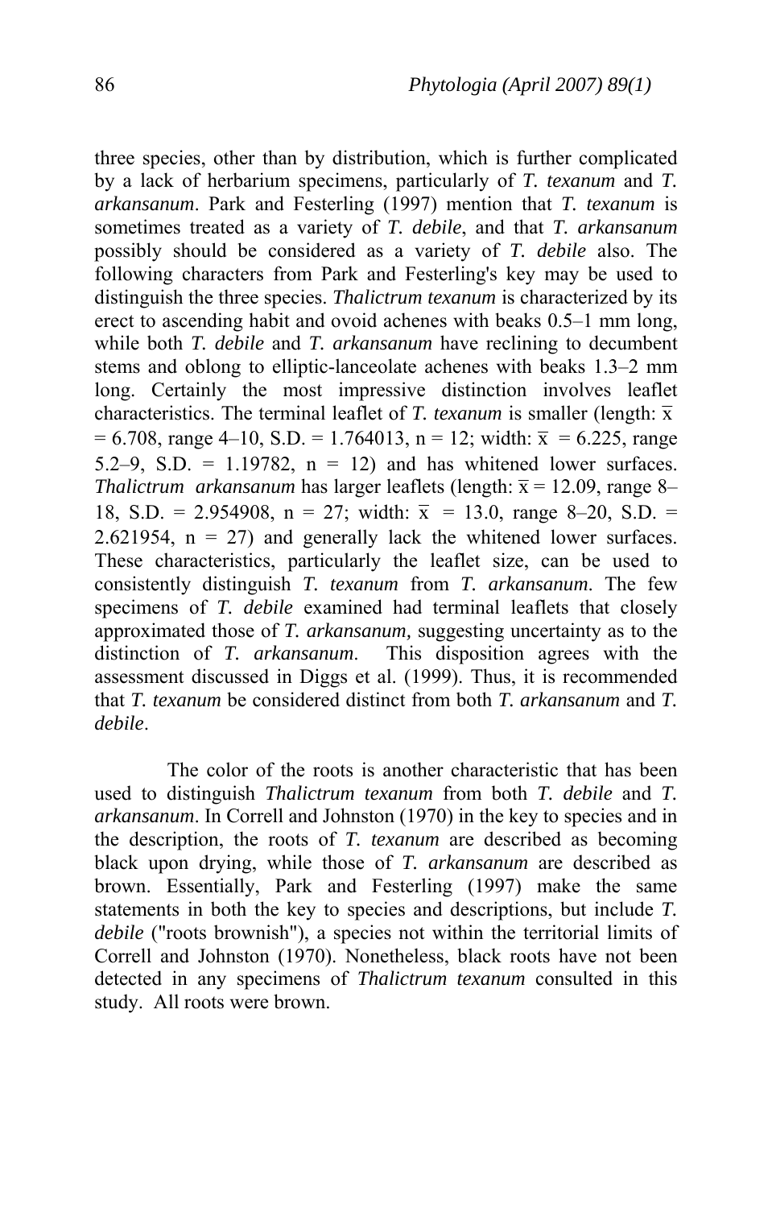three species, other than by distribution, which is further complicated by a lack of herbarium specimens, particularly of *T. texanum* and *T. arkansanum*. Park and Festerling (1997) mention that *T. texanum* is sometimes treated as a variety of *T. debile*, and that *T. arkansanum* possibly should be considered as a variety of *T. debile* also. The following characters from Park and Festerling's key may be used to distinguish the three species. *Thalictrum texanum* is characterized by its erect to ascending habit and ovoid achenes with beaks 0.5–1 mm long, while both *T. debile* and *T. arkansanum* have reclining to decumbent stems and oblong to elliptic-lanceolate achenes with beaks 1.3–2 mm long. Certainly the most impressive distinction involves leaflet characteristics. The terminal leaflet of *T. texanum* is smaller (length: $\bar{x}$ = 6.708, range 4–10, S.D. = 1.764013, n = 12; width: $\bar{x}$ = 6.225, range 5.2–9, S.D. = 1.19782, n = 12) and has whitened lower surfaces. *Thalictrum arkansanum* has larger leaflets (length: $\bar{x}$ = 12.09, range 8–18, S.D. = 2.954908, n = 27; width: $\bar{x}$ = 13.0, range 8–20, S.D. = 2.621954, n = 27) and generally lack the whitened lower surfaces. These characteristics, particularly the leaflet size, can be used to consistently distinguish *T. texanum* from *T. arkansanum*. The few specimens of *T. debile* examined had terminal leaflets that closely approximated those of *T. arkansanum,* suggesting uncertainty as to the distinction of *T. arkansanum*. This disposition agrees with the assessment discussed in Diggs et al. (1999). Thus, it is recommended that *T. texanum* be considered distinct from both *T. arkansanum* and *T. debile*.

The color of the roots is another characteristic that has been used to distinguish *Thalictrum texanum* from both *T. debile* and *T. arkansanum*. In Correll and Johnston (1970) in the key to species and in the description, the roots of *T. texanum* are described as becoming black upon drying, while those of *T. arkansanum* are described as brown. Essentially, Park and Festerling (1997) make the same statements in both the key to species and descriptions, but include *T. debile* ("roots brownish"), a species not within the territorial limits of Correll and Johnston (1970). Nonetheless, black roots have not been detected in any specimens of *Thalictrum texanum* consulted in this study. All roots were brown.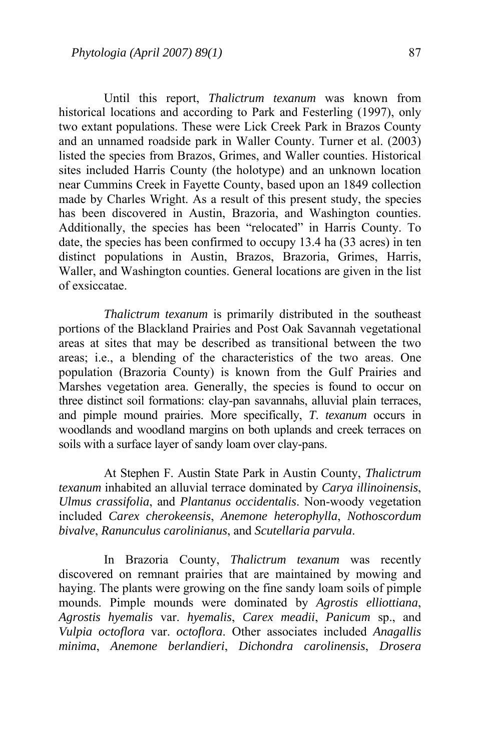Until this report, *Thalictrum texanum* was known from historical locations and according to Park and Festerling (1997), only two extant populations. These were Lick Creek Park in Brazos County and an unnamed roadside park in Waller County. Turner et al. (2003) listed the species from Brazos, Grimes, and Waller counties. Historical sites included Harris County (the holotype) and an unknown location near Cummins Creek in Fayette County, based upon an 1849 collection made by Charles Wright. As a result of this present study, the species has been discovered in Austin, Brazoria, and Washington counties. Additionally, the species has been "relocated" in Harris County. To date, the species has been confirmed to occupy 13.4 ha (33 acres) in ten distinct populations in Austin, Brazos, Brazoria, Grimes, Harris, Waller, and Washington counties. General locations are given in the list of exsiccatae.

*Thalictrum texanum* is primarily distributed in the southeast portions of the Blackland Prairies and Post Oak Savannah vegetational areas at sites that may be described as transitional between the two areas; i.e., a blending of the characteristics of the two areas. One population (Brazoria County) is known from the Gulf Prairies and Marshes vegetation area. Generally, the species is found to occur on three distinct soil formations: clay-pan savannahs, alluvial plain terraces, and pimple mound prairies. More specifically, *T. texanum* occurs in woodlands and woodland margins on both uplands and creek terraces on soils with a surface layer of sandy loam over clay-pans.

At Stephen F. Austin State Park in Austin County, *Thalictrum texanum* inhabited an alluvial terrace dominated by *Carya illinoinensis*, *Ulmus crassifolia*, and *Plantanus occidentalis*. Non-woody vegetation included *Carex cherokeensis*, *Anemone heterophylla*, *Nothoscordum bivalve*, *Ranunculus carolinianus*, and *Scutellaria parvula*.

In Brazoria County, *Thalictrum texanum* was recently discovered on remnant prairies that are maintained by mowing and haying. The plants were growing on the fine sandy loam soils of pimple mounds. Pimple mounds were dominated by *Agrostis elliottiana*, *Agrostis hyemalis* var. *hyemalis*, *Carex meadii*, *Panicum* sp., and *Vulpia octoflora* var. *octoflora*. Other associates included *Anagallis minima*, *Anemone berlandieri*, *Dichondra carolinensis*, *Drosera*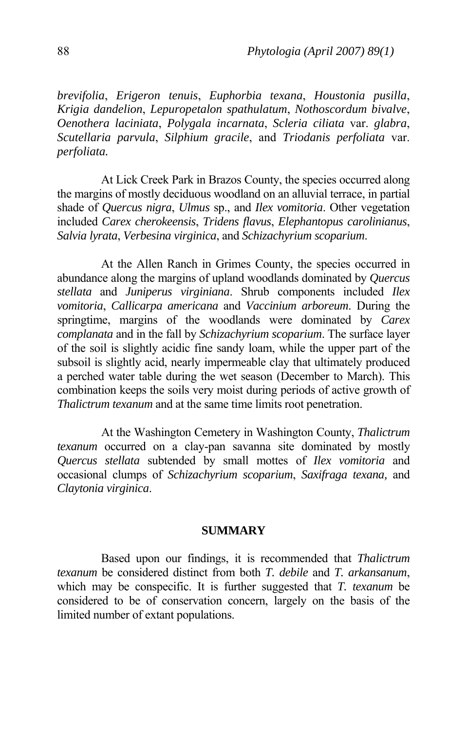*brevifolia*, *Erigeron tenuis*, *Euphorbia texana*, *Houstonia pusilla*, *Krigia dandelion*, *Lepuropetalon spathulatum*, *Nothoscordum bivalve*, *Oenothera laciniata*, *Polygala incarnata*, *Scleria ciliata* var. *glabra*, *Scutellaria parvula*, *Silphium gracile*, and *Triodanis perfoliata* var. *perfoliata*.

At Lick Creek Park in Brazos County, the species occurred along the margins of mostly deciduous woodland on an alluvial terrace, in partial shade of *Quercus nigra*, *Ulmus* sp., and *Ilex vomitoria*. Other vegetation included *Carex cherokeensis*, *Tridens flavus*, *Elephantopus carolinianus*, *Salvia lyrata*, *Verbesina virginica*, and *Schizachyrium scoparium*.

At the Allen Ranch in Grimes County, the species occurred in abundance along the margins of upland woodlands dominated by *Quercus stellata* and *Juniperus virginiana*. Shrub components included *Ilex vomitoria*, *Callicarpa americana* and *Vaccinium arboreum*. During the springtime, margins of the woodlands were dominated by *Carex complanata* and in the fall by *Schizachyrium scoparium*. The surface layer of the soil is slightly acidic fine sandy loam, while the upper part of the subsoil is slightly acid, nearly impermeable clay that ultimately produced a perched water table during the wet season (December to March). This combination keeps the soils very moist during periods of active growth of *Thalictrum texanum* and at the same time limits root penetration.

At the Washington Cemetery in Washington County, *Thalictrum texanum* occurred on a clay-pan savanna site dominated by mostly *Quercus stellata* subtended by small mottes of *Ilex vomitoria* and occasional clumps of *Schizachyrium scoparium*, *Saxifraga texana,* and *Claytonia virginica*.

## SUMMARY

Based upon our findings, it is recommended that *Thalictrum texanum* be considered distinct from both *T. debile* and *T. arkansanum*, which may be conspecific. It is further suggested that *T. texanum* be considered to be of conservation concern, largely on the basis of the limited number of extant populations.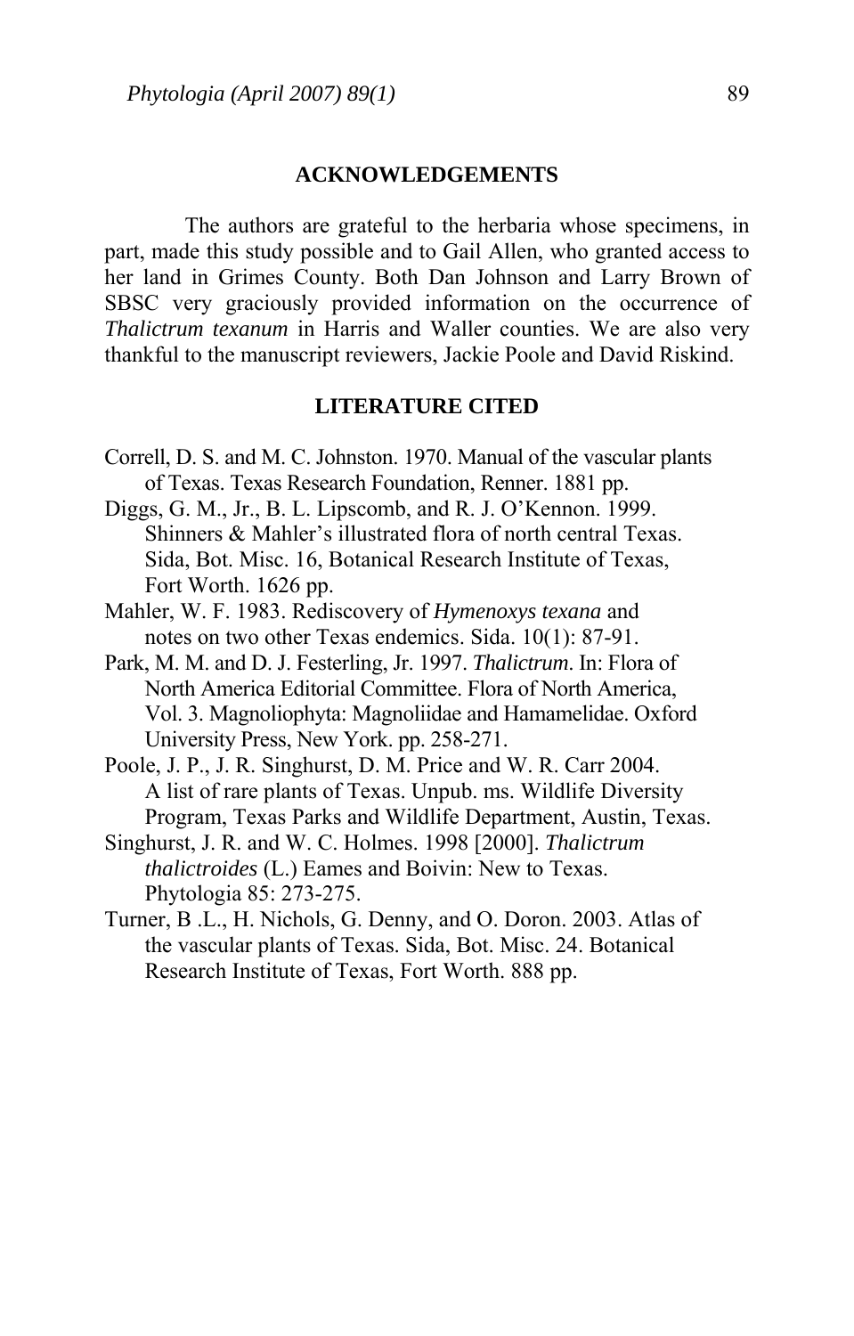## ACKNOWLEDGEMENTS

The authors are grateful to the herbaria whose specimens, in part, made this study possible and to Gail Allen, who granted access to her land in Grimes County. Both Dan Johnson and Larry Brown of SBSC very graciously provided information on the occurrence of *Thalictrum texanum* in Harris and Waller counties. We are also very thankful to the manuscript reviewers, Jackie Poole and David Riskind.

## LITERATURE CITED

Correll, D. S. and M. C. Johnston. 1970. Manual of the vascular plants of Texas. Texas Research Foundation, Renner. 1881 pp.

Diggs, G. M., Jr., B. L. Lipscomb, and R. J. O'Kennon. 1999. Shinners & Mahler's illustrated flora of north central Texas. Sida, Bot. Misc. 16, Botanical Research Institute of Texas, Fort Worth. 1626 pp.

Mahler, W. F. 1983. Rediscovery of *Hymenoxys texana* and notes on two other Texas endemics. Sida. 10(1): 87-91.

Park, M. M. and D. J. Festerling, Jr. 1997. *Thalictrum*. In: Flora of North America Editorial Committee. Flora of North America, Vol. 3. Magnoliophyta: Magnoliidae and Hamamelidae. Oxford University Press, New York. pp. 258-271.

Poole, J. P., J. R. Singhurst, D. M. Price and W. R. Carr 2004. A list of rare plants of Texas. Unpub. ms. Wildlife Diversity Program, Texas Parks and Wildlife Department, Austin, Texas.

Singhurst, J. R. and W. C. Holmes. 1998 [2000]. *Thalictrum thalictroides* (L.) Eames and Boivin: New to Texas. Phytologia 85: 273-275.

Turner, B .L., H. Nichols, G. Denny, and O. Doron. 2003. Atlas of the vascular plants of Texas. Sida, Bot. Misc. 24. Botanical Research Institute of Texas, Fort Worth. 888 pp.